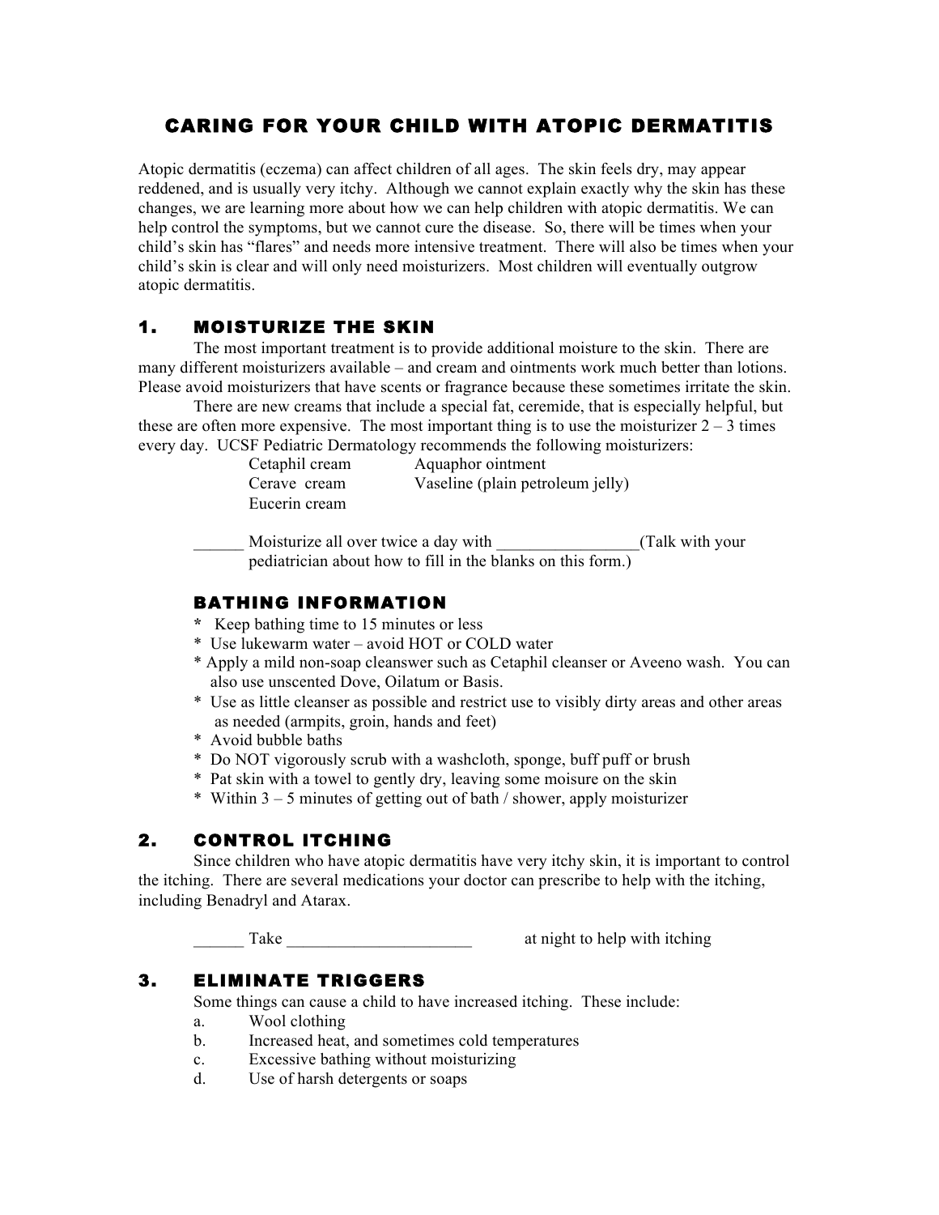# CARING FOR YOUR CHILD WITH ATOPIC DERMATITIS

Atopic dermatitis (eczema) can affect children of all ages. The skin feels dry, may appear reddened, and is usually very itchy. Although we cannot explain exactly why the skin has these changes, we are learning more about how we can help children with atopic dermatitis. We can help control the symptoms, but we cannot cure the disease. So, there will be times when your child's skin has "flares" and needs more intensive treatment. There will also be times when your child's skin is clear and will only need moisturizers. Most children will eventually outgrow atopic dermatitis.

## 1. MOISTURIZE THE SKIN

The most important treatment is to provide additional moisture to the skin. There are many different moisturizers available – and cream and ointments work much better than lotions. Please avoid moisturizers that have scents or fragrance because these sometimes irritate the skin.

There are new creams that include a special fat, ceremide, that is especially helpful, but these are often more expensive. The most important thing is to use the moisturizer 2 – 3 times every day. UCSF Pediatric Dermatology recommends the following moisturizers:

| | |
|---|---|
| Cetaphil cream | Aquaphor ointment |
| Cerave cream | Vaseline (plain petroleum jelly) |
| Eucerin cream | |

______ Moisturize all over twice a day with _________________(Talk with your pediatrician about how to fill in the blanks on this form.)

### BATHING INFORMATION

* Keep bathing time to 15 minutes or less
* Use lukewarm water – avoid HOT or COLD water
* Apply a mild non-soap cleanswer such as Cetaphil cleanser or Aveeno wash. You can also use unscented Dove, Oilatum or Basis.
* Use as little cleanser as possible and restrict use to visibly dirty areas and other areas as needed (armpits, groin, hands and feet)
* Avoid bubble baths
* Do NOT vigorously scrub with a washcloth, sponge, buff puff or brush
* Pat skin with a towel to gently dry, leaving some moisure on the skin
* Within 3 – 5 minutes of getting out of bath / shower, apply moisturizer

## 2. CONTROL ITCHING

Since children who have atopic dermatitis have very itchy skin, it is important to control the itching. There are several medications your doctor can prescribe to help with the itching, including Benadryl and Atarax.

______ Take ______________________ at night to help with itching

## 3. ELIMINATE TRIGGERS

Some things can cause a child to have increased itching. These include:

a. Wool clothing
b. Increased heat, and sometimes cold temperatures
c. Excessive bathing without moisturizing
d. Use of harsh detergents or soaps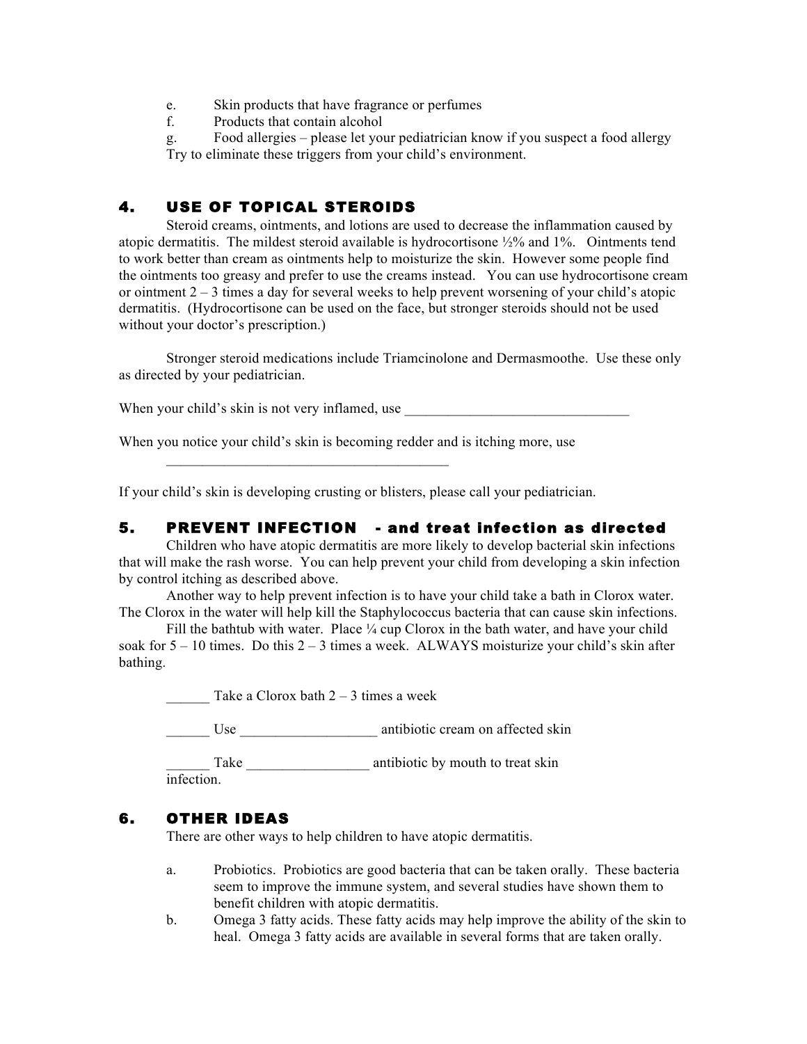e. Skin products that have fragrance or perfumes
f. Products that contain alcohol
g. Food allergies – please let your pediatrician know if you suspect a food allergy

Try to eliminate these triggers from your child's environment.

## 4. USE OF TOPICAL STEROIDS

Steroid creams, ointments, and lotions are used to decrease the inflammation caused by atopic dermatitis. The mildest steroid available is hydrocortisone ½% and 1%. Ointments tend to work better than cream as ointments help to moisturize the skin. However some people find the ointments too greasy and prefer to use the creams instead. You can use hydrocortisone cream or ointment 2 – 3 times a day for several weeks to help prevent worsening of your child's atopic dermatitis. (Hydrocortisone can be used on the face, but stronger steroids should not be used without your doctor's prescription.)

Stronger steroid medications include Triamcinolone and Dermasmoothe. Use these only as directed by your pediatrician.

When your child's skin is not very inflamed, use _______________________________

When you notice your child's skin is becoming redder and is itching more, use _______________________________________

If your child's skin is developing crusting or blisters, please call your pediatrician.

## 5. PREVENT INFECTION - and treat infection as directed

Children who have atopic dermatitis are more likely to develop bacterial skin infections that will make the rash worse. You can help prevent your child from developing a skin infection by control itching as described above.

Another way to help prevent infection is to have your child take a bath in Clorox water. The Clorox in the water will help kill the Staphylococcus bacteria that can cause skin infections.

Fill the bathtub with water. Place ¼ cup Clorox in the bath water, and have your child soak for 5 – 10 times. Do this 2 – 3 times a week. ALWAYS moisturize your child's skin after bathing.

______ Take a Clorox bath 2 – 3 times a week

______ Use __________________ antibiotic cream on affected skin

______ Take _________________ antibiotic by mouth to treat skin infection.

## 6. OTHER IDEAS

There are other ways to help children to have atopic dermatitis.

a. Probiotics. Probiotics are good bacteria that can be taken orally. These bacteria seem to improve the immune system, and several studies have shown them to benefit children with atopic dermatitis.
b. Omega 3 fatty acids. These fatty acids may help improve the ability of the skin to heal. Omega 3 fatty acids are available in several forms that are taken orally.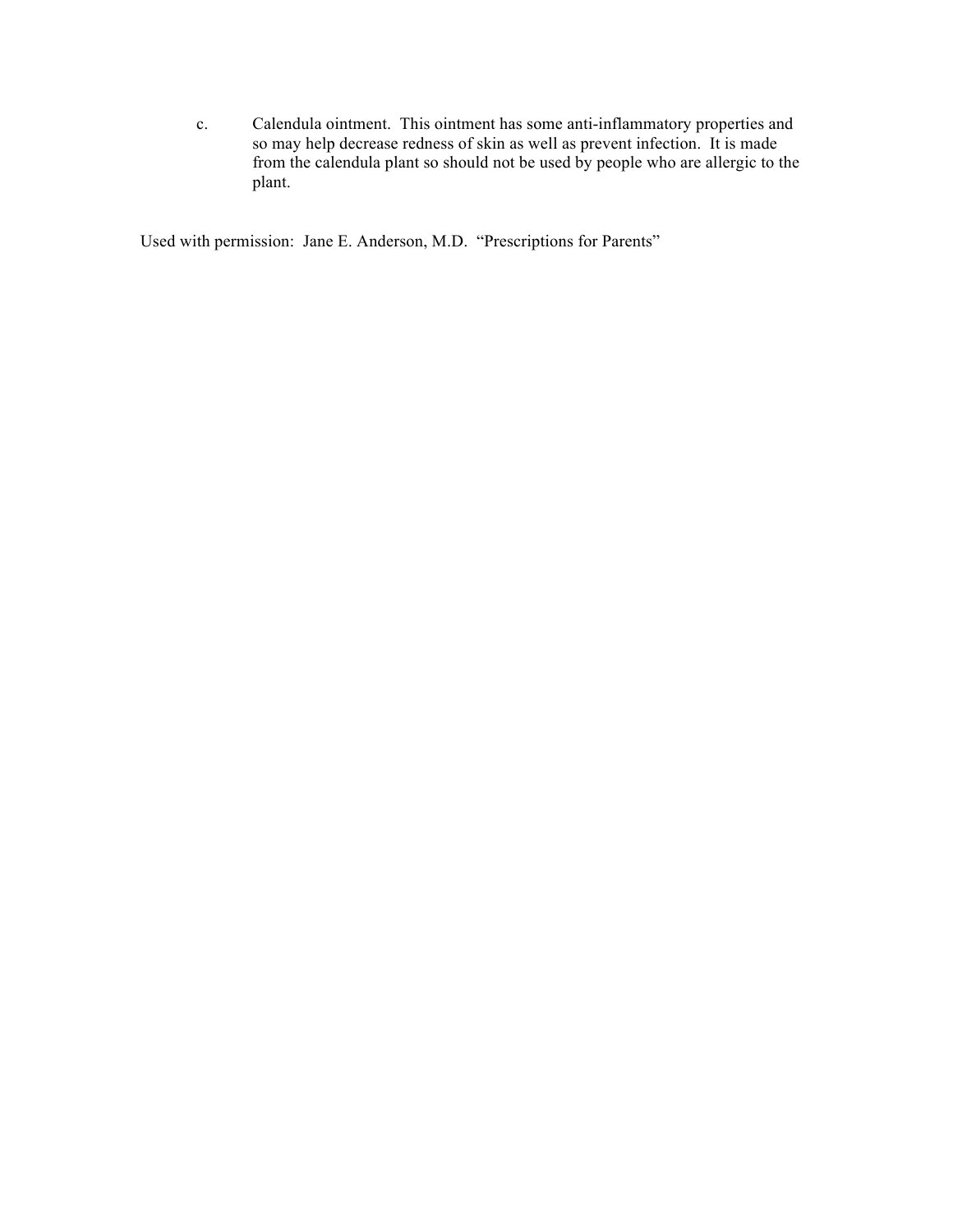c. Calendula ointment. This ointment has some anti-inflammatory properties and so may help decrease redness of skin as well as prevent infection. It is made from the calendula plant so should not be used by people who are allergic to the plant.

Used with permission: Jane E. Anderson, M.D. "Prescriptions for Parents"